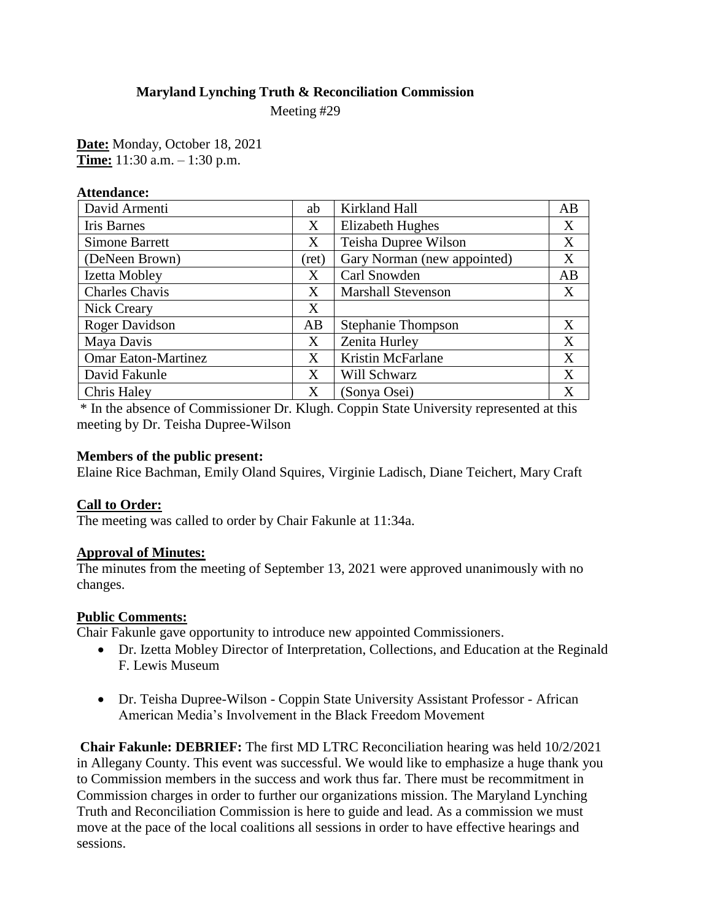**Maryland Lynching Truth & Reconciliation Commission**

Meeting #29

**Date:** Monday, October 18, 2021
**Time:** 11:30 a.m. – 1:30 p.m.

**Attendance:**

| | | | |
|---|---|---|---|
| David Armenti | ab | Kirkland Hall | AB |
| Iris Barnes | X | Elizabeth Hughes | X |
| Simone Barrett | X | Teisha Dupree Wilson | X |
| (DeNeen Brown) | (ret) | Gary Norman (new appointed) | X |
| Izetta Mobley | X | Carl Snowden | AB |
| Charles Chavis | X | Marshall Stevenson | X |
| Nick Creary | X | | |
| Roger Davidson | AB | Stephanie Thompson | X |
| Maya Davis | X | Zenita Hurley | X |
| Omar Eaton-Martinez | X | Kristin McFarlane | X |
| David Fakunle | X | Will Schwarz | X |
| Chris Haley | X | (Sonya Osei) | X |

\* In the absence of Commissioner Dr. Klugh. Coppin State University represented at this meeting by Dr. Teisha Dupree-Wilson

**Members of the public present:**
Elaine Rice Bachman, Emily Oland Squires, Virginie Ladisch, Diane Teichert, Mary Craft

**Call to Order:**
The meeting was called to order by Chair Fakunle at 11:34a.

**Approval of Minutes:**
The minutes from the meeting of September 13, 2021 were approved unanimously with no changes.

**Public Comments:**
Chair Fakunle gave opportunity to introduce new appointed Commissioners.

- Dr. Izetta Mobley Director of Interpretation, Collections, and Education at the Reginald F. Lewis Museum
- Dr. Teisha Dupree-Wilson - Coppin State University Assistant Professor - African American Media's Involvement in the Black Freedom Movement

**Chair Fakunle: DEBRIEF:** The first MD LTRC Reconciliation hearing was held 10/2/2021 in Allegany County. This event was successful. We would like to emphasize a huge thank you to Commission members in the success and work thus far. There must be recommitment in Commission charges in order to further our organizations mission. The Maryland Lynching Truth and Reconciliation Commission is here to guide and lead. As a commission we must move at the pace of the local coalitions all sessions in order to have effective hearings and sessions.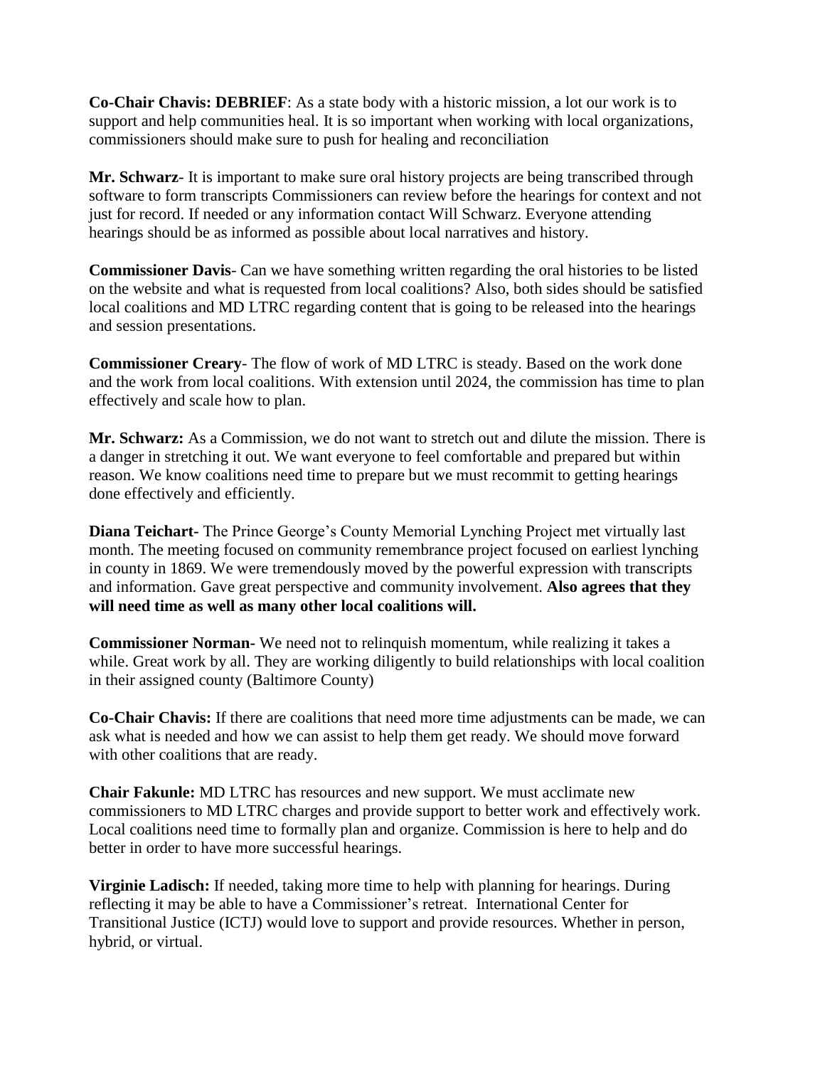**Co-Chair Chavis: DEBRIEF**: As a state body with a historic mission, a lot our work is to support and help communities heal. It is so important when working with local organizations, commissioners should make sure to push for healing and reconciliation

**Mr. Schwarz**- It is important to make sure oral history projects are being transcribed through software to form transcripts Commissioners can review before the hearings for context and not just for record. If needed or any information contact Will Schwarz. Everyone attending hearings should be as informed as possible about local narratives and history.

**Commissioner Davis**- Can we have something written regarding the oral histories to be listed on the website and what is requested from local coalitions? Also, both sides should be satisfied local coalitions and MD LTRC regarding content that is going to be released into the hearings and session presentations.

**Commissioner Creary**- The flow of work of MD LTRC is steady. Based on the work done and the work from local coalitions. With extension until 2024, the commission has time to plan effectively and scale how to plan.

**Mr. Schwarz:** As a Commission, we do not want to stretch out and dilute the mission. There is a danger in stretching it out. We want everyone to feel comfortable and prepared but within reason. We know coalitions need time to prepare but we must recommit to getting hearings done effectively and efficiently.

**Diana Teichart-** The Prince George's County Memorial Lynching Project met virtually last month. The meeting focused on community remembrance project focused on earliest lynching in county in 1869. We were tremendously moved by the powerful expression with transcripts and information. Gave great perspective and community involvement. **Also agrees that they will need time as well as many other local coalitions will.**

**Commissioner Norman-** We need not to relinquish momentum, while realizing it takes a while. Great work by all. They are working diligently to build relationships with local coalition in their assigned county (Baltimore County)

**Co-Chair Chavis:** If there are coalitions that need more time adjustments can be made, we can ask what is needed and how we can assist to help them get ready. We should move forward with other coalitions that are ready.

**Chair Fakunle:** MD LTRC has resources and new support. We must acclimate new commissioners to MD LTRC charges and provide support to better work and effectively work. Local coalitions need time to formally plan and organize. Commission is here to help and do better in order to have more successful hearings.

**Virginie Ladisch:** If needed, taking more time to help with planning for hearings. During reflecting it may be able to have a Commissioner's retreat. International Center for Transitional Justice (ICTJ) would love to support and provide resources. Whether in person, hybrid, or virtual.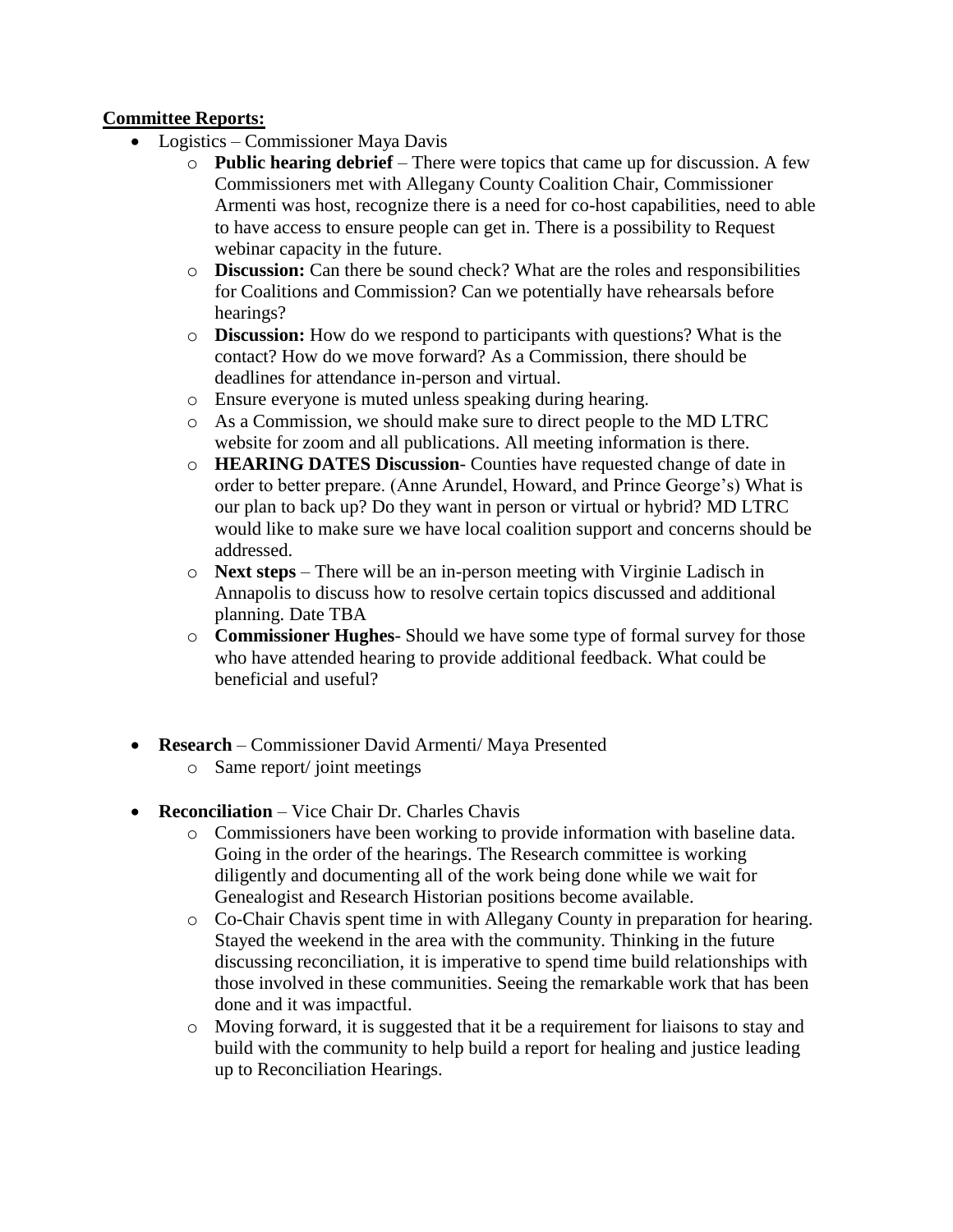**Committee Reports:**

- Logistics – Commissioner Maya Davis
  - **Public hearing debrief** – There were topics that came up for discussion. A few Commissioners met with Allegany County Coalition Chair, Commissioner Armenti was host, recognize there is a need for co-host capabilities, need to able to have access to ensure people can get in. There is a possibility to Request webinar capacity in the future.
  - **Discussion:** Can there be sound check? What are the roles and responsibilities for Coalitions and Commission? Can we potentially have rehearsals before hearings?
  - **Discussion:** How do we respond to participants with questions? What is the contact? How do we move forward? As a Commission, there should be deadlines for attendance in-person and virtual.
  - Ensure everyone is muted unless speaking during hearing.
  - As a Commission, we should make sure to direct people to the MD LTRC website for zoom and all publications. All meeting information is there.
  - **HEARING DATES Discussion**- Counties have requested change of date in order to better prepare. (Anne Arundel, Howard, and Prince George's) What is our plan to back up? Do they want in person or virtual or hybrid? MD LTRC would like to make sure we have local coalition support and concerns should be addressed.
  - **Next steps** – There will be an in-person meeting with Virginie Ladisch in Annapolis to discuss how to resolve certain topics discussed and additional planning. Date TBA
  - **Commissioner Hughes**- Should we have some type of formal survey for those who have attended hearing to provide additional feedback. What could be beneficial and useful?

- **Research** – Commissioner David Armenti/ Maya Presented
  - Same report/ joint meetings

- **Reconciliation** – Vice Chair Dr. Charles Chavis
  - Commissioners have been working to provide information with baseline data. Going in the order of the hearings. The Research committee is working diligently and documenting all of the work being done while we wait for Genealogist and Research Historian positions become available.
  - Co-Chair Chavis spent time in with Allegany County in preparation for hearing. Stayed the weekend in the area with the community. Thinking in the future discussing reconciliation, it is imperative to spend time build relationships with those involved in these communities. Seeing the remarkable work that has been done and it was impactful.
  - Moving forward, it is suggested that it be a requirement for liaisons to stay and build with the community to help build a report for healing and justice leading up to Reconciliation Hearings.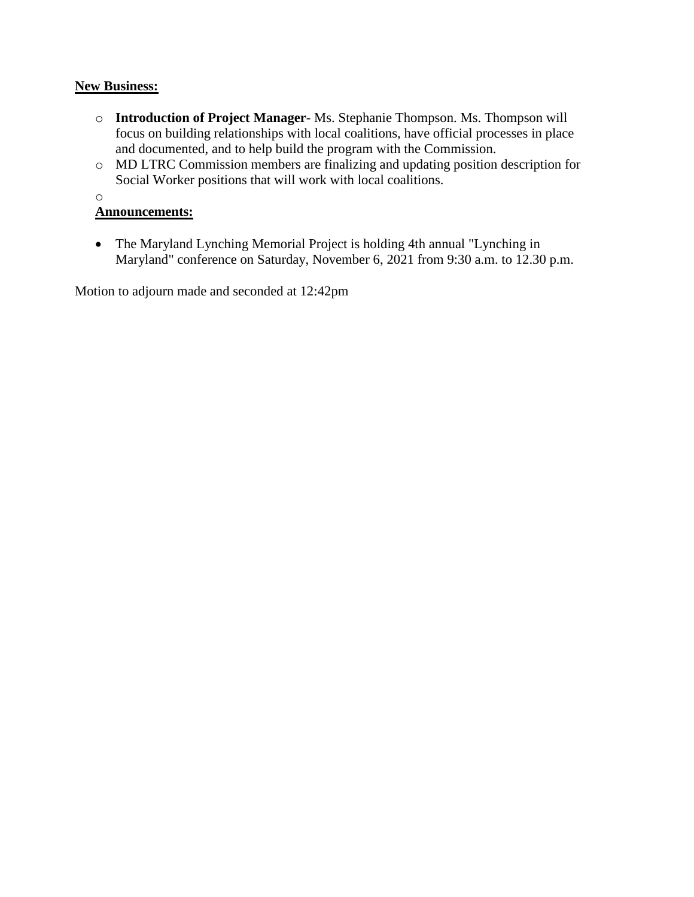**New Business:**

- **Introduction of Project Manager**- Ms. Stephanie Thompson. Ms. Thompson will focus on building relationships with local coalitions, have official processes in place and documented, and to help build the program with the Commission.
- MD LTRC Commission members are finalizing and updating position description for Social Worker positions that will work with local coalitions.
- 

**Announcements:**

- The Maryland Lynching Memorial Project is holding 4th annual "Lynching in Maryland" conference on Saturday, November 6, 2021 from 9:30 a.m. to 12.30 p.m.

Motion to adjourn made and seconded at 12:42pm